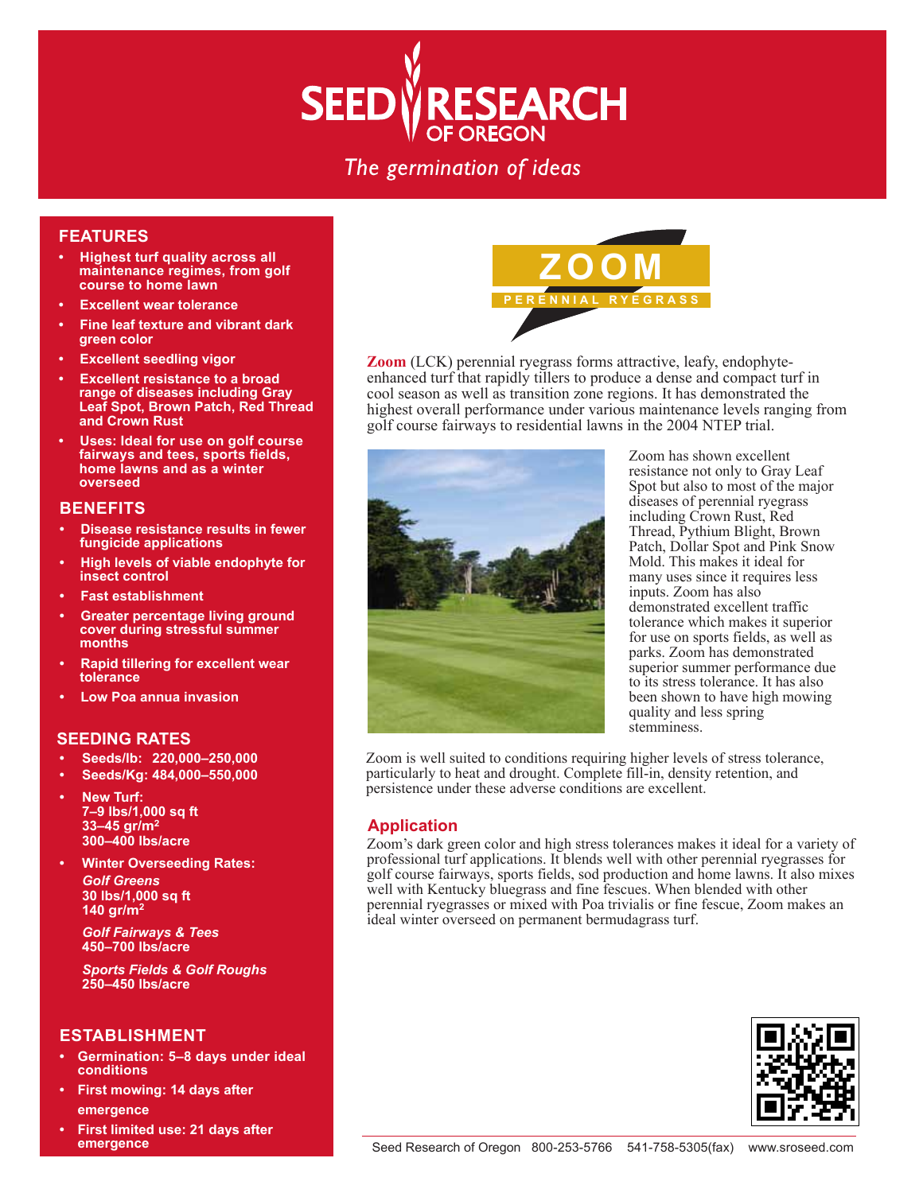# SEED RESEARCH OF OREGON

*The germination of ideas*

## ZOOM

PERENNIAL RYEGRASS

**Zoom** (LCK) perennial ryegrass forms attractive, leafy, endophyte-enhanced turf that rapidly tillers to produce a dense and compact turf in cool season as well as transition zone regions. It has demonstrated the highest overall performance under various maintenance levels ranging from golf course fairways to residential lawns in the 2004 NTEP trial.

Zoom has shown excellent resistance not only to Gray Leaf Spot but also to most of the major diseases of perennial ryegrass including Crown Rust, Red Thread, Pythium Blight, Brown Patch, Dollar Spot and Pink Snow Mold. This makes it ideal for many uses since it requires less inputs. Zoom has also demonstrated excellent traffic tolerance which makes it superior for use on sports fields, as well as parks. Zoom has demonstrated superior summer performance due to its stress tolerance. It has also been shown to have high mowing quality and less spring stemminess.

Zoom is well suited to conditions requiring higher levels of stress tolerance, particularly to heat and drought. Complete fill-in, density retention, and persistence under these adverse conditions are excellent.

## Application

Zoom's dark green color and high stress tolerances makes it ideal for a variety of professional turf applications. It blends well with other perennial ryegrasses for golf course fairways, sports fields, sod production and home lawns. It also mixes well with Kentucky bluegrass and fine fescues. When blended with other perennial ryegrasses or mixed with Poa trivialis or fine fescue, Zoom makes an ideal winter overseed on permanent bermudagrass turf.

## FEATURES

- **Highest turf quality across all maintenance regimes, from golf course to home lawn**
- **Excellent wear tolerance**
- **Fine leaf texture and vibrant dark green color**
- **Excellent seedling vigor**
- **Excellent resistance to a broad range of diseases including Gray Leaf Spot, Brown Patch, Red Thread and Crown Rust**
- **Uses: Ideal for use on golf course fairways and tees, sports fields, home lawns and as a winter overseed**

## BENEFITS

- **Disease resistance results in fewer fungicide applications**
- **High levels of viable endophyte for insect control**
- **Fast establishment**
- **Greater percentage living ground cover during stressful summer months**
- **Rapid tillering for excellent wear tolerance**
- **Low Poa annua invasion**

## SEEDING RATES

- **Seeds/lb: 220,000–250,000**
- **Seeds/Kg: 484,000–550,000**
- **New Turf:**
  **7–9 lbs/1,000 sq ft**
  **33–45 gr/m²**
  **300–400 lbs/acre**
- **Winter Overseeding Rates:**

  ***Golf Greens***
  **30 lbs/1,000 sq ft**
  **140 gr/m²**

  ***Golf Fairways & Tees***
  **450–700 lbs/acre**

  ***Sports Fields & Golf Roughs***
  **250–450 lbs/acre**

## ESTABLISHMENT

- **Germination: 5–8 days under ideal conditions**
- **First mowing: 14 days after emergence**
- **First limited use: 21 days after emergence**

Seed Research of Oregon 800-253-5766 541-758-5305(fax) www.sroseed.com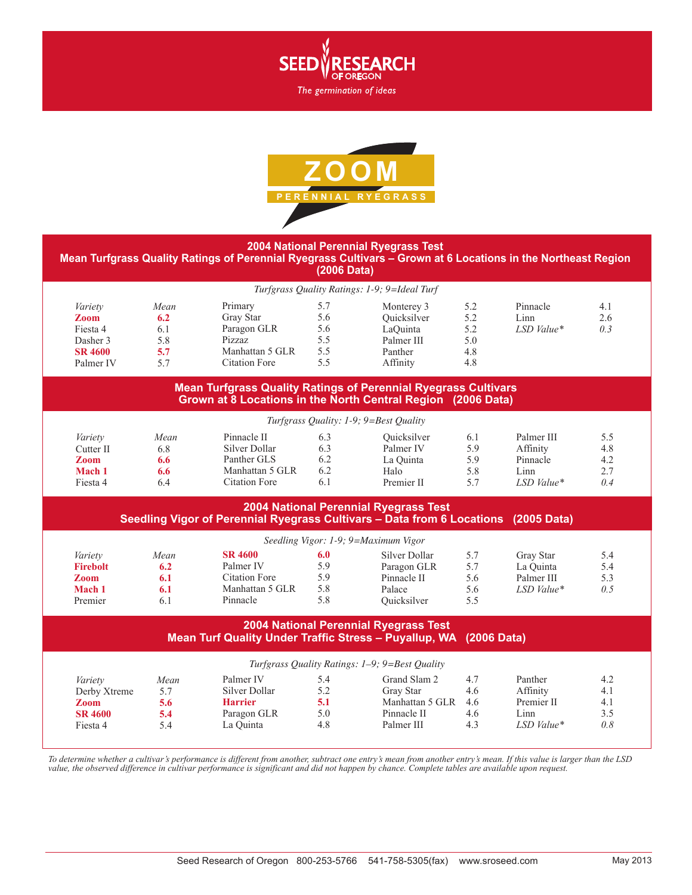SEED RESEARCH OF OREGON

*The germination of ideas*

# ZOOM

PERENNIAL RYEGRASS

## 2004 National Perennial Ryegrass Test
## Mean Turfgrass Quality Ratings of Perennial Ryegrass Cultivars – Grown at 6 Locations in the Northeast Region (2006 Data)

*Turfgrass Quality Ratings: 1-9; 9=Ideal Turf*

| *Variety* | *Mean* | | | | | | |
|---|---|---|---|---|---|---|---|
| **Zoom** | **6.2** | Primary | 5.7 | Monterey 3 | 5.2 | Pinnacle | 4.1 |
| Fiesta 4 | 6.1 | Gray Star | 5.6 | Quicksilver | 5.2 | Linn | 2.6 |
| Dasher 3 | 5.8 | Paragon GLR | 5.6 | LaQuinta | 5.2 | *LSD Value** | *0.3* |
| **SR 4600** | **5.7** | Pizzaz | 5.5 | Palmer III | 5.0 | | |
| Palmer IV | 5.7 | Manhattan 5 GLR | 5.5 | Panther | 4.8 | | |
| | | Citation Fore | 5.5 | Affinity | 4.8 | | |

## Mean Turfgrass Quality Ratings of Perennial Ryegrass Cultivars Grown at 8 Locations in the North Central Region (2006 Data)

*Turfgrass Quality: 1-9; 9=Best Quality*

| *Variety* | *Mean* | | | | | | |
|---|---|---|---|---|---|---|---|
| Cutter II | 6.8 | Pinnacle II | 6.3 | Quicksilver | 6.1 | Palmer III | 5.5 |
| **Zoom** | **6.6** | Silver Dollar | 6.3 | Palmer IV | 5.9 | Affinity | 4.8 |
| **Mach 1** | **6.6** | Panther GLS | 6.2 | La Quinta | 5.9 | Pinnacle | 4.2 |
| Fiesta 4 | 6.4 | Manhattan 5 GLR | 6.2 | Halo | 5.8 | Linn | 2.7 |
| | | Citation Fore | 6.1 | Premier II | 5.7 | *LSD Value** | *0.4* |

## 2004 National Perennial Ryegrass Test
## Seedling Vigor of Perennial Ryegrass Cultivars – Data from 6 Locations (2005 Data)

*Seedling Vigor: 1-9; 9=Maximum Vigor*

| *Variety* | *Mean* | | | | | | |
|---|---|---|---|---|---|---|---|
| **Firebolt** | **6.2** | **SR 4600** | **6.0** | Silver Dollar | 5.7 | Gray Star | 5.4 |
| **Zoom** | **6.1** | Palmer IV | 5.9 | Paragon GLR | 5.7 | La Quinta | 5.4 |
| **Mach 1** | **6.1** | Citation Fore | 5.9 | Pinnacle II | 5.6 | Palmer III | 5.3 |
| Premier | 6.1 | Manhattan 5 GLR | 5.8 | Palace | 5.6 | *LSD Value** | *0.5* |
| | | Pinnacle | 5.8 | Quicksilver | 5.5 | | |

## 2004 National Perennial Ryegrass Test
## Mean Turf Quality Under Traffic Stress – Puyallup, WA (2006 Data)

*Turfgrass Quality Ratings: 1–9; 9=Best Quality*

| *Variety* | *Mean* | | | | | | |
|---|---|---|---|---|---|---|---|
| Derby Xtreme | 5.7 | Palmer IV | 5.4 | Grand Slam 2 | 4.7 | Panther | 4.2 |
| **Zoom** | **5.6** | Silver Dollar | 5.2 | Gray Star | 4.6 | Affinity | 4.1 |
| **SR 4600** | **5.4** | **Harrier** | **5.1** | Manhattan 5 GLR | 4.6 | Premier II | 4.1 |
| Fiesta 4 | 5.4 | Paragon GLR | 5.0 | Pinnacle II | 4.6 | Linn | 3.5 |
| | | La Quinta | 4.8 | Palmer III | 4.3 | *LSD Value** | *0.8* |

*To determine whether a cultivar's performance is different from another, subtract one entry's mean from another entry's mean. If this value is larger than the LSD value, the observed difference in cultivar performance is significant and did not happen by chance. Complete tables are available upon request.*

Seed Research of Oregon 800-253-5766 541-758-5305(fax) www.sroseed.com

May 2013